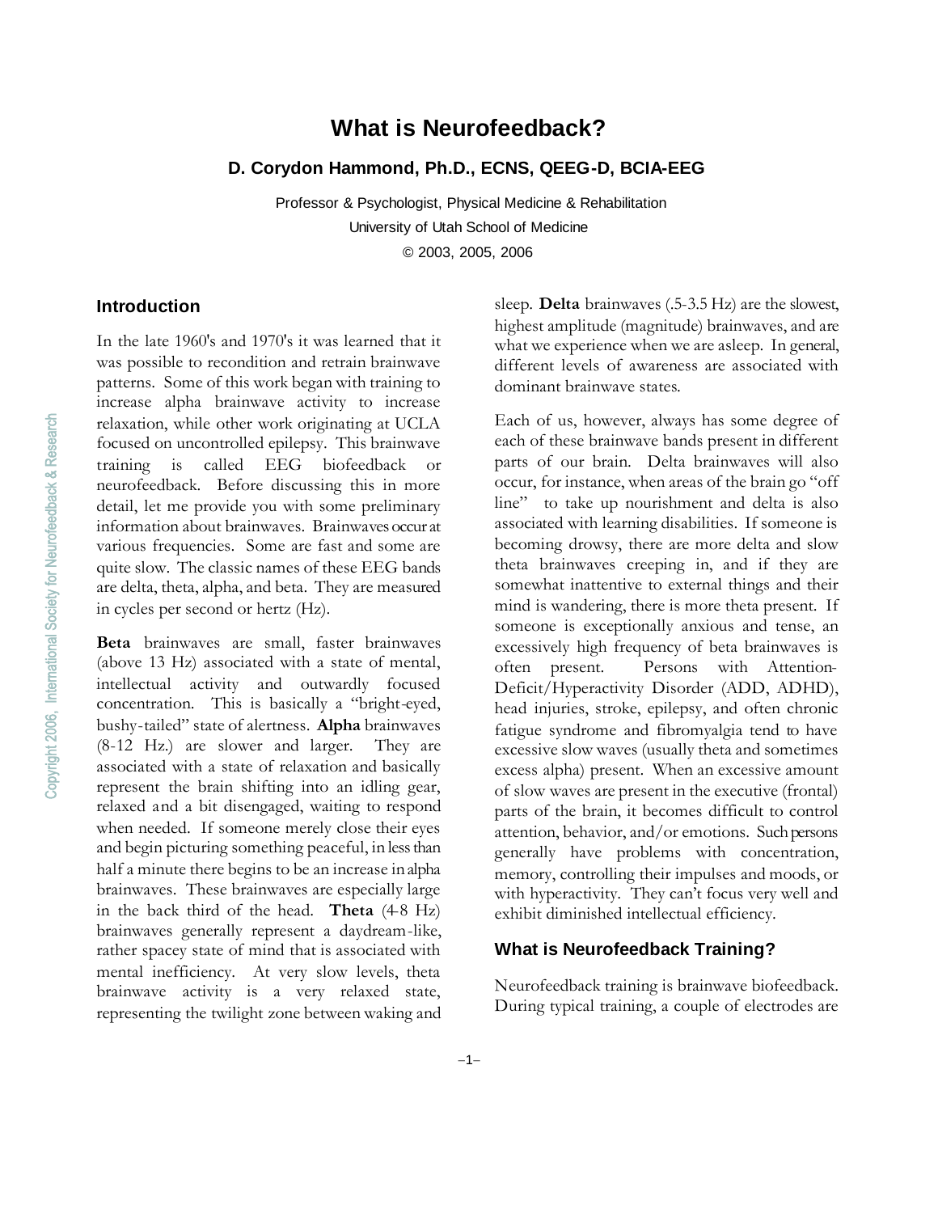# What is Neurofeedback?

**D. Corydon Hammond, Ph.D., ECNS, QEEG-D, BCIA-EEG**

Professor & Psychologist, Physical Medicine & Rehabilitation

University of Utah School of Medicine

© 2003, 2005, 2006

Copyright 2006, International Society for Neurofeedback & Research

## Introduction

In the late 1960's and 1970's it was learned that it was possible to recondition and retrain brainwave patterns. Some of this work began with training to increase alpha brainwave activity to increase relaxation, while other work originating at UCLA focused on uncontrolled epilepsy. This brainwave training is called EEG biofeedback or neurofeedback. Before discussing this in more detail, let me provide you with some preliminary information about brainwaves. Brainwaves occur at various frequencies. Some are fast and some are quite slow. The classic names of these EEG bands are delta, theta, alpha, and beta. They are measured in cycles per second or hertz (Hz).

**Beta** brainwaves are small, faster brainwaves (above 13 Hz) associated with a state of mental, intellectual activity and outwardly focused concentration. This is basically a "bright-eyed, bushy-tailed" state of alertness. **Alpha** brainwaves (8-12 Hz.) are slower and larger. They are associated with a state of relaxation and basically represent the brain shifting into an idling gear, relaxed and a bit disengaged, waiting to respond when needed. If someone merely close their eyes and begin picturing something peaceful, in less than half a minute there begins to be an increase in alpha brainwaves. These brainwaves are especially large in the back third of the head. **Theta** (4-8 Hz) brainwaves generally represent a daydream-like, rather spacey state of mind that is associated with mental inefficiency. At very slow levels, theta brainwave activity is a very relaxed state, representing the twilight zone between waking and sleep. **Delta** brainwaves (.5-3.5 Hz) are the slowest, highest amplitude (magnitude) brainwaves, and are what we experience when we are asleep. In general, different levels of awareness are associated with dominant brainwave states.

Each of us, however, always has some degree of each of these brainwave bands present in different parts of our brain. Delta brainwaves will also occur, for instance, when areas of the brain go "off line" to take up nourishment and delta is also associated with learning disabilities. If someone is becoming drowsy, there are more delta and slow theta brainwaves creeping in, and if they are somewhat inattentive to external things and their mind is wandering, there is more theta present. If someone is exceptionally anxious and tense, an excessively high frequency of beta brainwaves is often present. Persons with Attention-Deficit/Hyperactivity Disorder (ADD, ADHD), head injuries, stroke, epilepsy, and often chronic fatigue syndrome and fibromyalgia tend to have excessive slow waves (usually theta and sometimes excess alpha) present. When an excessive amount of slow waves are present in the executive (frontal) parts of the brain, it becomes difficult to control attention, behavior, and/or emotions. Such persons generally have problems with concentration, memory, controlling their impulses and moods, or with hyperactivity. They can't focus very well and exhibit diminished intellectual efficiency.

## What is Neurofeedback Training?

Neurofeedback training is brainwave biofeedback. During typical training, a couple of electrodes are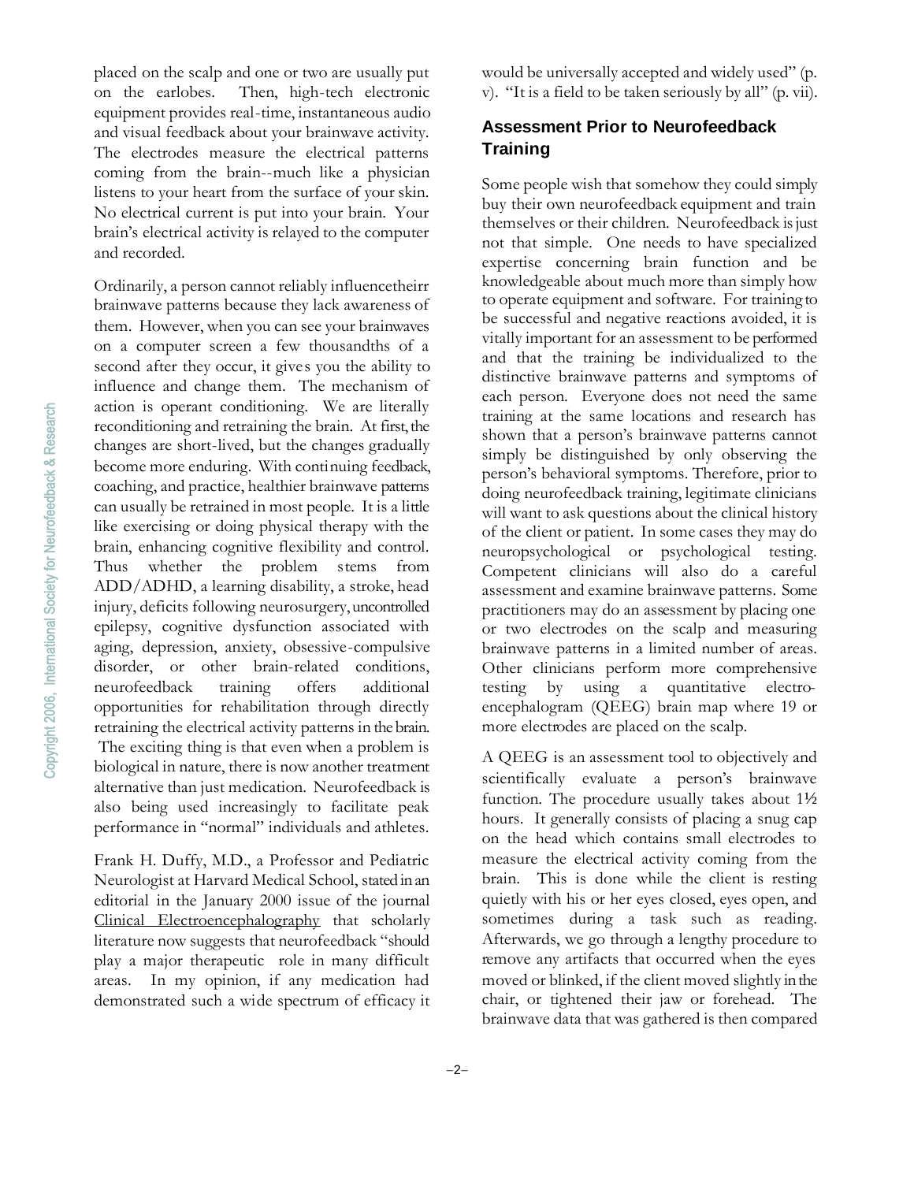placed on the scalp and one or two are usually put on the earlobes. Then, high-tech electronic equipment provides real-time, instantaneous audio and visual feedback about your brainwave activity. The electrodes measure the electrical patterns coming from the brain--much like a physician listens to your heart from the surface of your skin. No electrical current is put into your brain. Your brain's electrical activity is relayed to the computer and recorded.

Ordinarily, a person cannot reliably influencetheirr brainwave patterns because they lack awareness of them. However, when you can see your brainwaves on a computer screen a few thousandths of a second after they occur, it gives you the ability to influence and change them. The mechanism of action is operant conditioning. We are literally reconditioning and retraining the brain. At first, the changes are short-lived, but the changes gradually become more enduring. With continuing feedback, coaching, and practice, healthier brainwave patterns can usually be retrained in most people. It is a little like exercising or doing physical therapy with the brain, enhancing cognitive flexibility and control. Thus whether the problem stems from ADD/ADHD, a learning disability, a stroke, head injury, deficits following neurosurgery, uncontrolled epilepsy, cognitive dysfunction associated with aging, depression, anxiety, obsessive-compulsive disorder, or other brain-related conditions, neurofeedback training offers additional opportunities for rehabilitation through directly retraining the electrical activity patterns in the brain. The exciting thing is that even when a problem is biological in nature, there is now another treatment alternative than just medication. Neurofeedback is also being used increasingly to facilitate peak performance in "normal" individuals and athletes.

Frank H. Duffy, M.D., a Professor and Pediatric Neurologist at Harvard Medical School, stated in an editorial in the January 2000 issue of the journal Clinical Electroencephalography that scholarly literature now suggests that neurofeedback "should play a major therapeutic role in many difficult areas. In my opinion, if any medication had demonstrated such a wide spectrum of efficacy it would be universally accepted and widely used" (p. v). "It is a field to be taken seriously by all" (p. vii).

## Assessment Prior to Neurofeedback Training

Some people wish that somehow they could simply buy their own neurofeedback equipment and train themselves or their children. Neurofeedback is just not that simple. One needs to have specialized expertise concerning brain function and be knowledgeable about much more than simply how to operate equipment and software. For training to be successful and negative reactions avoided, it is vitally important for an assessment to be performed and that the training be individualized to the distinctive brainwave patterns and symptoms of each person. Everyone does not need the same training at the same locations and research has shown that a person's brainwave patterns cannot simply be distinguished by only observing the person's behavioral symptoms. Therefore, prior to doing neurofeedback training, legitimate clinicians will want to ask questions about the clinical history of the client or patient. In some cases they may do neuropsychological or psychological testing. Competent clinicians will also do a careful assessment and examine brainwave patterns. Some practitioners may do an assessment by placing one or two electrodes on the scalp and measuring brainwave patterns in a limited number of areas. Other clinicians perform more comprehensive testing by using a quantitative electro-encephalogram (QEEG) brain map where 19 or more electrodes are placed on the scalp.

A QEEG is an assessment tool to objectively and scientifically evaluate a person's brainwave function. The procedure usually takes about 1½ hours. It generally consists of placing a snug cap on the head which contains small electrodes to measure the electrical activity coming from the brain. This is done while the client is resting quietly with his or her eyes closed, eyes open, and sometimes during a task such as reading. Afterwards, we go through a lengthy procedure to remove any artifacts that occurred when the eyes moved or blinked, if the client moved slightly in the chair, or tightened their jaw or forehead. The brainwave data that was gathered is then compared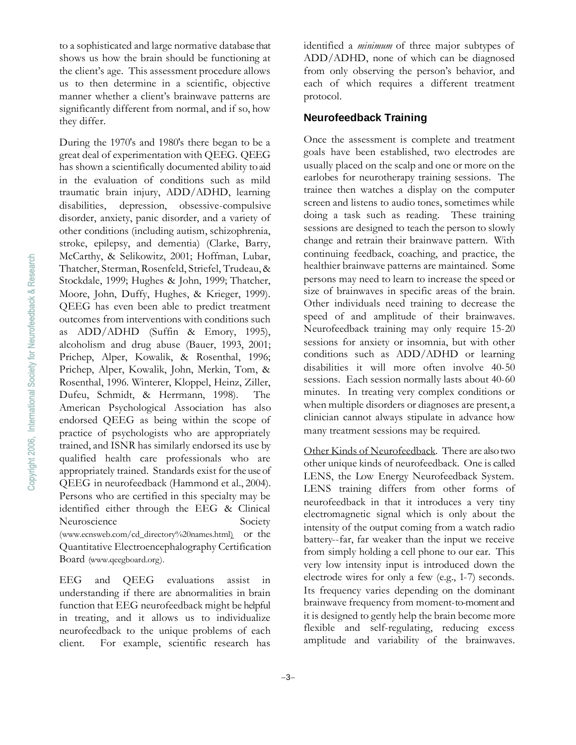to a sophisticated and large normative database that shows us how the brain should be functioning at the client's age. This assessment procedure allows us to then determine in a scientific, objective manner whether a client's brainwave patterns are significantly different from normal, and if so, how they differ.

During the 1970's and 1980's there began to be a great deal of experimentation with QEEG. QEEG has shown a scientifically documented ability to aid in the evaluation of conditions such as mild traumatic brain injury, ADD/ADHD, learning disabilities, depression, obsessive-compulsive disorder, anxiety, panic disorder, and a variety of other conditions (including autism, schizophrenia, stroke, epilepsy, and dementia) (Clarke, Barry, McCarthy, & Selikowitz, 2001; Hoffman, Lubar, Thatcher, Sterman, Rosenfeld, Striefel, Trudeau, & Stockdale, 1999; Hughes & John, 1999; Thatcher, Moore, John, Duffy, Hughes, & Krieger, 1999). QEEG has even been able to predict treatment outcomes from interventions with conditions such as ADD/ADHD (Suffin & Emory, 1995), alcoholism and drug abuse (Bauer, 1993, 2001; Prichep, Alper, Kowalik, & Rosenthal, 1996; Prichep, Alper, Kowalik, John, Merkin, Tom, & Rosenthal, 1996. Winterer, Kloppel, Heinz, Ziller, Dufeu, Schmidt, & Herrmann, 1998). The American Psychological Association has also endorsed QEEG as being within the scope of practice of psychologists who are appropriately trained, and ISNR has similarly endorsed its use by qualified health care professionals who are appropriately trained. Standards exist for the use of QEEG in neurofeedback (Hammond et al., 2004). Persons who are certified in this specialty may be identified either through the EEG & Clinical Neuroscience Society (www.ecnsweb.com/cd_directory%20names.html) or the Quantitative Electroencephalography Certification Board (www.qeegboard.org).

EEG and QEEG evaluations assist in understanding if there are abnormalities in brain function that EEG neurofeedback might be helpful in treating, and it allows us to individualize neurofeedback to the unique problems of each client. For example, scientific research has identified a *minimum* of three major subtypes of ADD/ADHD, none of which can be diagnosed from only observing the person's behavior, and each of which requires a different treatment protocol.

## Neurofeedback Training

Once the assessment is complete and treatment goals have been established, two electrodes are usually placed on the scalp and one or more on the earlobes for neurotherapy training sessions. The trainee then watches a display on the computer screen and listens to audio tones, sometimes while doing a task such as reading. These training sessions are designed to teach the person to slowly change and retrain their brainwave pattern. With continuing feedback, coaching, and practice, the healthier brainwave patterns are maintained. Some persons may need to learn to increase the speed or size of brainwaves in specific areas of the brain. Other individuals need training to decrease the speed of and amplitude of their brainwaves. Neurofeedback training may only require 15-20 sessions for anxiety or insomnia, but with other conditions such as ADD/ADHD or learning disabilities it will more often involve 40-50 sessions. Each session normally lasts about 40-60 minutes. In treating very complex conditions or when multiple disorders or diagnoses are present, a clinician cannot always stipulate in advance how many treatment sessions may be required.

Other Kinds of Neurofeedback. There are also two other unique kinds of neurofeedback. One is called LENS, the Low Energy Neurofeedback System. LENS training differs from other forms of neurofeedback in that it introduces a very tiny electromagnetic signal which is only about the intensity of the output coming from a watch radio battery--far, far weaker than the input we receive from simply holding a cell phone to our ear. This very low intensity input is introduced down the electrode wires for only a few (e.g., 1-7) seconds. Its frequency varies depending on the dominant brainwave frequency from moment-to-moment and it is designed to gently help the brain become more flexible and self-regulating, reducing excess amplitude and variability of the brainwaves.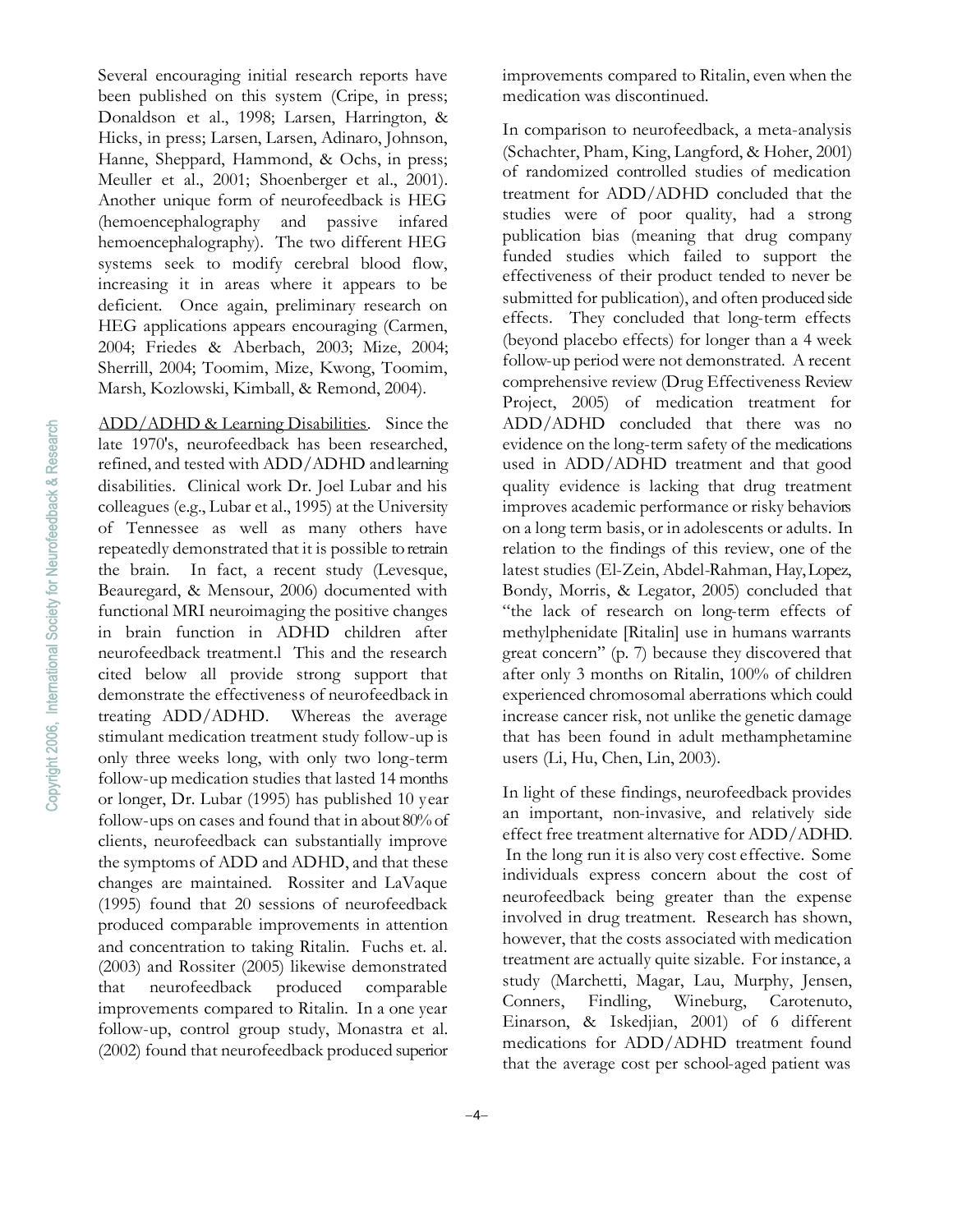Several encouraging initial research reports have been published on this system (Cripe, in press; Donaldson et al., 1998; Larsen, Harrington, & Hicks, in press; Larsen, Larsen, Adinaro, Johnson, Hanne, Sheppard, Hammond, & Ochs, in press; Meuller et al., 2001; Shoenberger et al., 2001). Another unique form of neurofeedback is HEG (hemoencephalography and passive infared hemoencephalography). The two different HEG systems seek to modify cerebral blood flow, increasing it in areas where it appears to be deficient. Once again, preliminary research on HEG applications appears encouraging (Carmen, 2004; Friedes & Aberbach, 2003; Mize, 2004; Sherrill, 2004; Toomim, Mize, Kwong, Toomim, Marsh, Kozlowski, Kimball, & Remond, 2004).

ADD/ADHD & Learning Disabilities. Since the late 1970's, neurofeedback has been researched, refined, and tested with ADD/ADHD and learning disabilities. Clinical work Dr. Joel Lubar and his colleagues (e.g., Lubar et al., 1995) at the University of Tennessee as well as many others have repeatedly demonstrated that it is possible to retrain the brain. In fact, a recent study (Levesque, Beauregard, & Mensour, 2006) documented with functional MRI neuroimaging the positive changes in brain function in ADHD children after neurofeedback treatment.l This and the research cited below all provide strong support that demonstrate the effectiveness of neurofeedback in treating ADD/ADHD. Whereas the average stimulant medication treatment study follow-up is only three weeks long, with only two long-term follow-up medication studies that lasted 14 months or longer, Dr. Lubar (1995) has published 10 year follow-ups on cases and found that in about 80% of clients, neurofeedback can substantially improve the symptoms of ADD and ADHD, and that these changes are maintained. Rossiter and LaVaque (1995) found that 20 sessions of neurofeedback produced comparable improvements in attention and concentration to taking Ritalin. Fuchs et. al. (2003) and Rossiter (2005) likewise demonstrated that neurofeedback produced comparable improvements compared to Ritalin. In a one year follow-up, control group study, Monastra et al. (2002) found that neurofeedback produced superior improvements compared to Ritalin, even when the medication was discontinued.

In comparison to neurofeedback, a meta-analysis (Schachter, Pham, King, Langford, & Hoher, 2001) of randomized controlled studies of medication treatment for ADD/ADHD concluded that the studies were of poor quality, had a strong publication bias (meaning that drug company funded studies which failed to support the effectiveness of their product tended to never be submitted for publication), and often produced side effects. They concluded that long-term effects (beyond placebo effects) for longer than a 4 week follow-up period were not demonstrated. A recent comprehensive review (Drug Effectiveness Review Project, 2005) of medication treatment for ADD/ADHD concluded that there was no evidence on the long-term safety of the medications used in ADD/ADHD treatment and that good quality evidence is lacking that drug treatment improves academic performance or risky behaviors on a long term basis, or in adolescents or adults. In relation to the findings of this review, one of the latest studies (El-Zein, Abdel-Rahman, Hay, Lopez, Bondy, Morris, & Legator, 2005) concluded that "the lack of research on long-term effects of methylphenidate [Ritalin] use in humans warrants great concern" (p. 7) because they discovered that after only 3 months on Ritalin, 100% of children experienced chromosomal aberrations which could increase cancer risk, not unlike the genetic damage that has been found in adult methamphetamine users (Li, Hu, Chen, Lin, 2003).

In light of these findings, neurofeedback provides an important, non-invasive, and relatively side effect free treatment alternative for ADD/ADHD. In the long run it is also very cost effective. Some individuals express concern about the cost of neurofeedback being greater than the expense involved in drug treatment. Research has shown, however, that the costs associated with medication treatment are actually quite sizable. For instance, a study (Marchetti, Magar, Lau, Murphy, Jensen, Conners, Findling, Wineburg, Carotenuto, Einarson, & Iskedjian, 2001) of 6 different medications for ADD/ADHD treatment found that the average cost per school-aged patient was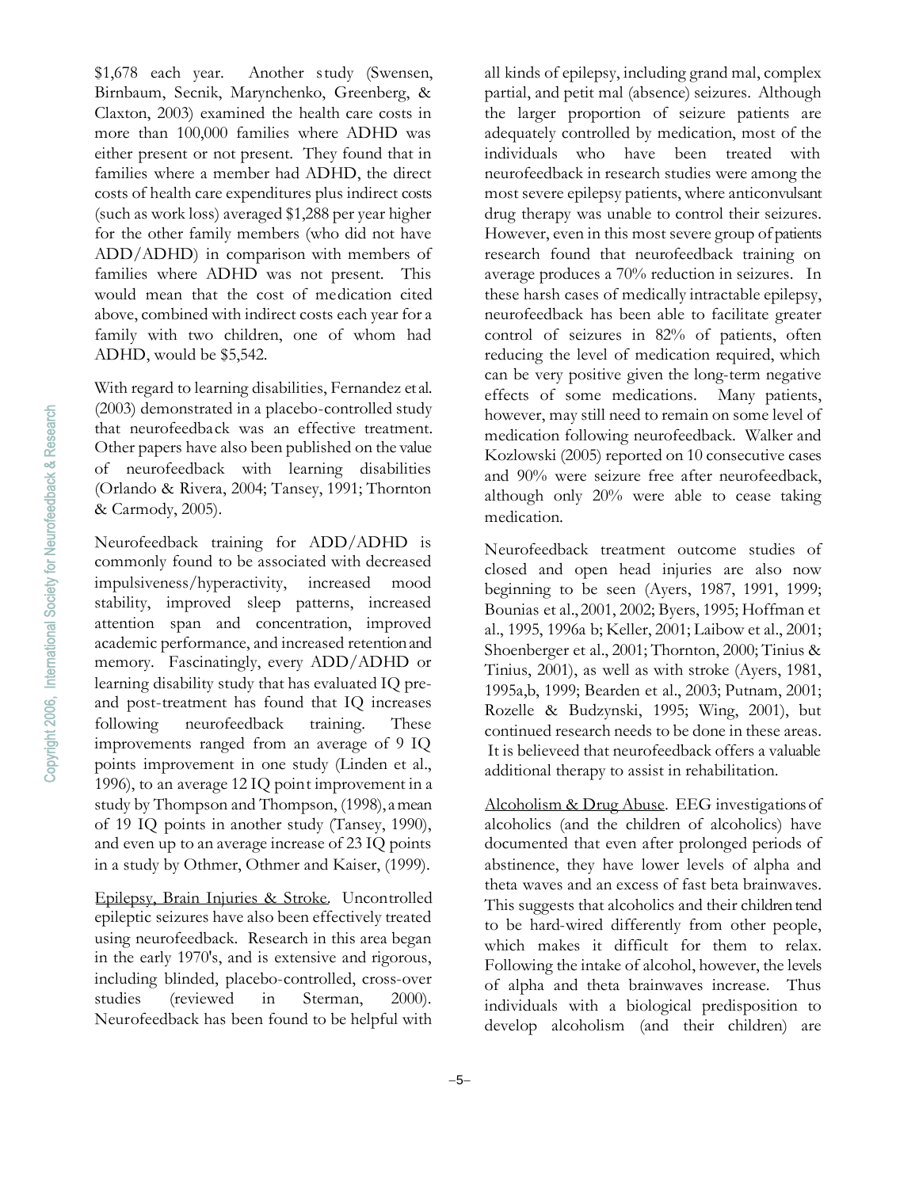$1,678 each year. Another study (Swensen, Birnbaum, Secnik, Marynchenko, Greenberg, & Claxton, 2003) examined the health care costs in more than 100,000 families where ADHD was either present or not present. They found that in families where a member had ADHD, the direct costs of health care expenditures plus indirect costs (such as work loss) averaged $1,288 per year higher for the other family members (who did not have ADD/ADHD) in comparison with members of families where ADHD was not present. This would mean that the cost of medication cited above, combined with indirect costs each year for a family with two children, one of whom had ADHD, would be $5,542.

With regard to learning disabilities, Fernandez et al. (2003) demonstrated in a placebo-controlled study that neurofeedback was an effective treatment. Other papers have also been published on the value of neurofeedback with learning disabilities (Orlando & Rivera, 2004; Tansey, 1991; Thornton & Carmody, 2005).

Neurofeedback training for ADD/ADHD is commonly found to be associated with decreased impulsiveness/hyperactivity, increased mood stability, improved sleep patterns, increased attention span and concentration, improved academic performance, and increased retention and memory. Fascinatingly, every ADD/ADHD or learning disability study that has evaluated IQ pre- and post-treatment has found that IQ increases following neurofeedback training. These improvements ranged from an average of 9 IQ points improvement in one study (Linden et al., 1996), to an average 12 IQ point improvement in a study by Thompson and Thompson, (1998), a mean of 19 IQ points in another study (Tansey, 1990), and even up to an average increase of 23 IQ points in a study by Othmer, Othmer and Kaiser, (1999).

Epilepsy, Brain Injuries & Stroke. Uncontrolled epileptic seizures have also been effectively treated using neurofeedback. Research in this area began in the early 1970's, and is extensive and rigorous, including blinded, placebo-controlled, cross-over studies (reviewed in Sterman, 2000). Neurofeedback has been found to be helpful with all kinds of epilepsy, including grand mal, complex partial, and petit mal (absence) seizures. Although the larger proportion of seizure patients are adequately controlled by medication, most of the individuals who have been treated with neurofeedback in research studies were among the most severe epilepsy patients, where anticonvulsant drug therapy was unable to control their seizures. However, even in this most severe group of patients research found that neurofeedback training on average produces a 70% reduction in seizures. In these harsh cases of medically intractable epilepsy, neurofeedback has been able to facilitate greater control of seizures in 82% of patients, often reducing the level of medication required, which can be very positive given the long-term negative effects of some medications. Many patients, however, may still need to remain on some level of medication following neurofeedback. Walker and Kozlowski (2005) reported on 10 consecutive cases and 90% were seizure free after neurofeedback, although only 20% were able to cease taking medication.

Neurofeedback treatment outcome studies of closed and open head injuries are also now beginning to be seen (Ayers, 1987, 1991, 1999; Bounias et al., 2001, 2002; Byers, 1995; Hoffman et al., 1995, 1996a b; Keller, 2001; Laibow et al., 2001; Shoenberger et al., 2001; Thornton, 2000; Tinius & Tinius, 2001), as well as with stroke (Ayers, 1981, 1995a,b, 1999; Bearden et al., 2003; Putnam, 2001; Rozelle & Budzynski, 1995; Wing, 2001), but continued research needs to be done in these areas. It is believeed that neurofeedback offers a valuable additional therapy to assist in rehabilitation.

Alcoholism & Drug Abuse. EEG investigations of alcoholics (and the children of alcoholics) have documented that even after prolonged periods of abstinence, they have lower levels of alpha and theta waves and an excess of fast beta brainwaves. This suggests that alcoholics and their children tend to be hard-wired differently from other people, which makes it difficult for them to relax. Following the intake of alcohol, however, the levels of alpha and theta brainwaves increase. Thus individuals with a biological predisposition to develop alcoholism (and their children) are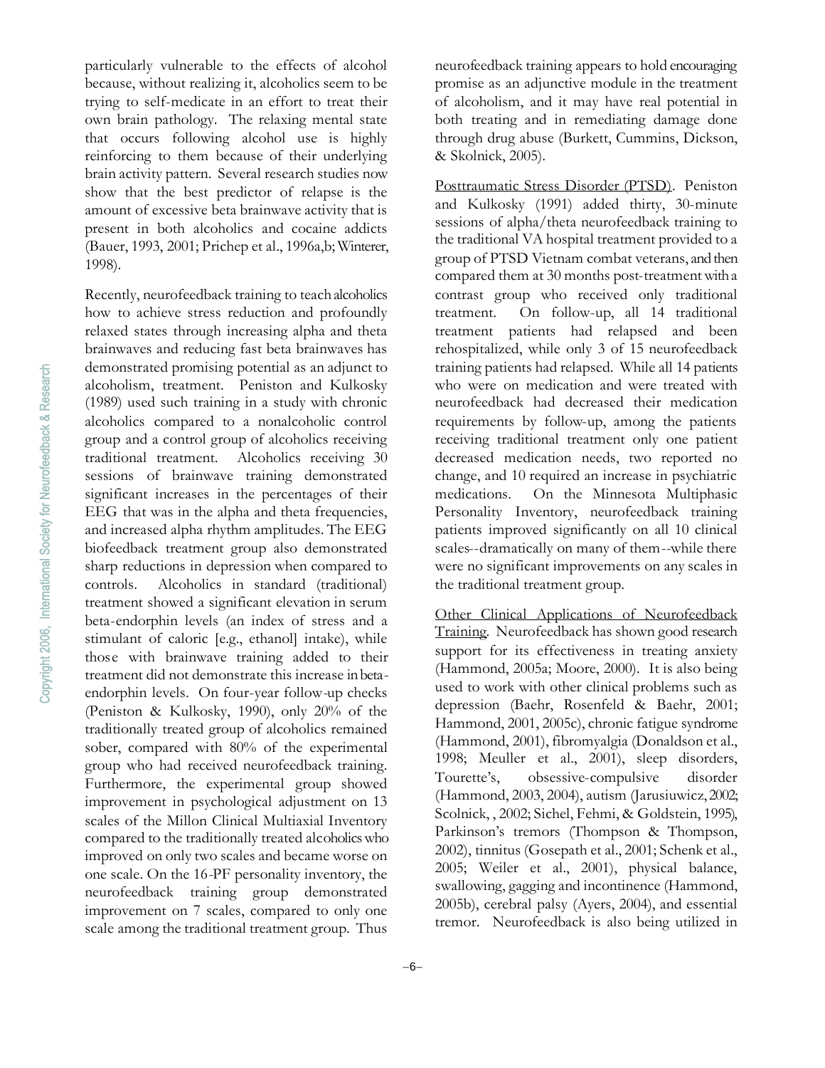particularly vulnerable to the effects of alcohol because, without realizing it, alcoholics seem to be trying to self-medicate in an effort to treat their own brain pathology. The relaxing mental state that occurs following alcohol use is highly reinforcing to them because of their underlying brain activity pattern. Several research studies now show that the best predictor of relapse is the amount of excessive beta brainwave activity that is present in both alcoholics and cocaine addicts (Bauer, 1993, 2001; Prichep et al., 1996a,b; Winterer, 1998).

Recently, neurofeedback training to teach alcoholics how to achieve stress reduction and profoundly relaxed states through increasing alpha and theta brainwaves and reducing fast beta brainwaves has demonstrated promising potential as an adjunct to alcoholism, treatment. Peniston and Kulkosky (1989) used such training in a study with chronic alcoholics compared to a nonalcoholic control group and a control group of alcoholics receiving traditional treatment. Alcoholics receiving 30 sessions of brainwave training demonstrated significant increases in the percentages of their EEG that was in the alpha and theta frequencies, and increased alpha rhythm amplitudes. The EEG biofeedback treatment group also demonstrated sharp reductions in depression when compared to controls. Alcoholics in standard (traditional) treatment showed a significant elevation in serum beta-endorphin levels (an index of stress and a stimulant of caloric [e.g., ethanol] intake), while those with brainwave training added to their treatment did not demonstrate this increase in beta-endorphin levels. On four-year follow-up checks (Peniston & Kulkosky, 1990), only 20% of the traditionally treated group of alcoholics remained sober, compared with 80% of the experimental group who had received neurofeedback training. Furthermore, the experimental group showed improvement in psychological adjustment on 13 scales of the Millon Clinical Multiaxial Inventory compared to the traditionally treated alcoholics who improved on only two scales and became worse on one scale. On the 16-PF personality inventory, the neurofeedback training group demonstrated improvement on 7 scales, compared to only one scale among the traditional treatment group. Thus neurofeedback training appears to hold encouraging promise as an adjunctive module in the treatment of alcoholism, and it may have real potential in both treating and in remediating damage done through drug abuse (Burkett, Cummins, Dickson, & Skolnick, 2005).

Posttraumatic Stress Disorder (PTSD). Peniston and Kulkosky (1991) added thirty, 30-minute sessions of alpha/theta neurofeedback training to the traditional VA hospital treatment provided to a group of PTSD Vietnam combat veterans, and then compared them at 30 months post-treatment with a contrast group who received only traditional treatment. On follow-up, all 14 traditional treatment patients had relapsed and been rehospitalized, while only 3 of 15 neurofeedback training patients had relapsed. While all 14 patients who were on medication and were treated with neurofeedback had decreased their medication requirements by follow-up, among the patients receiving traditional treatment only one patient decreased medication needs, two reported no change, and 10 required an increase in psychiatric medications. On the Minnesota Multiphasic Personality Inventory, neurofeedback training patients improved significantly on all 10 clinical scales--dramatically on many of them--while there were no significant improvements on any scales in the traditional treatment group.

Other Clinical Applications of Neurofeedback Training. Neurofeedback has shown good research support for its effectiveness in treating anxiety (Hammond, 2005a; Moore, 2000). It is also being used to work with other clinical problems such as depression (Baehr, Rosenfeld & Baehr, 2001; Hammond, 2001, 2005c), chronic fatigue syndrome (Hammond, 2001), fibromyalgia (Donaldson et al., 1998; Meuller et al., 2001), sleep disorders, Tourette's, obsessive-compulsive disorder (Hammond, 2003, 2004), autism (Jarusiuwicz, 2002; Scolnick, , 2002; Sichel, Fehmi, & Goldstein, 1995), Parkinson's tremors (Thompson & Thompson, 2002), tinnitus (Gosepath et al., 2001; Schenk et al., 2005; Weiler et al., 2001), physical balance, swallowing, gagging and incontinence (Hammond, 2005b), cerebral palsy (Ayers, 2004), and essential tremor. Neurofeedback is also being utilized in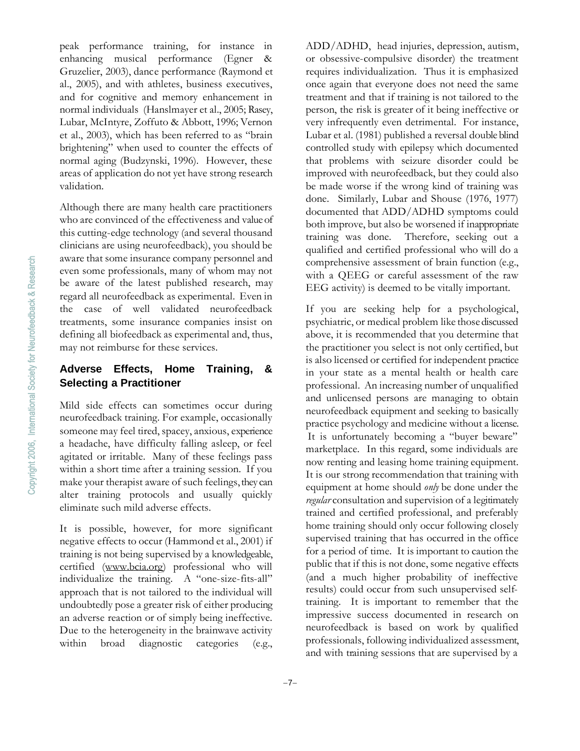peak performance training, for instance in enhancing musical performance (Egner & Gruzelier, 2003), dance performance (Raymond et al., 2005), and with athletes, business executives, and for cognitive and memory enhancement in normal individuals (Hanslmayer et al., 2005; Rasey, Lubar, McIntyre, Zoffuto & Abbott, 1996; Vernon et al., 2003), which has been referred to as "brain brightening" when used to counter the effects of normal aging (Budzynski, 1996). However, these areas of application do not yet have strong research validation.

Although there are many health care practitioners who are convinced of the effectiveness and value of this cutting-edge technology (and several thousand clinicians are using neurofeedback), you should be aware that some insurance company personnel and even some professionals, many of whom may not be aware of the latest published research, may regard all neurofeedback as experimental. Even in the case of well validated neurofeedback treatments, some insurance companies insist on defining all biofeedback as experimental and, thus, may not reimburse for these services.

## Adverse Effects, Home Training, & Selecting a Practitioner

Mild side effects can sometimes occur during neurofeedback training. For example, occasionally someone may feel tired, spacey, anxious, experience a headache, have difficulty falling asleep, or feel agitated or irritable. Many of these feelings pass within a short time after a training session. If you make your therapist aware of such feelings, they can alter training protocols and usually quickly eliminate such mild adverse effects.

It is possible, however, for more significant negative effects to occur (Hammond et al., 2001) if training is not being supervised by a knowledgeable, certified (www.bcia.org) professional who will individualize the training. A "one-size-fits-all" approach that is not tailored to the individual will undoubtedly pose a greater risk of either producing an adverse reaction or of simply being ineffective. Due to the heterogeneity in the brainwave activity within broad diagnostic categories (e.g., ADD/ADHD, head injuries, depression, autism, or obsessive-compulsive disorder) the treatment requires individualization. Thus it is emphasized once again that everyone does not need the same treatment and that if training is not tailored to the person, the risk is greater of it being ineffective or very infrequently even detrimental. For instance, Lubar et al. (1981) published a reversal double blind controlled study with epilepsy which documented that problems with seizure disorder could be improved with neurofeedback, but they could also be made worse if the wrong kind of training was done. Similarly, Lubar and Shouse (1976, 1977) documented that ADD/ADHD symptoms could both improve, but also be worsened if inappropriate training was done. Therefore, seeking out a qualified and certified professional who will do a comprehensive assessment of brain function (e.g., with a QEEG or careful assessment of the raw EEG activity) is deemed to be vitally important.

If you are seeking help for a psychological, psychiatric, or medical problem like those discussed above, it is recommended that you determine that the practitioner you select is not only certified, but is also licensed or certified for independent practice in your state as a mental health or health care professional. An increasing number of unqualified and unlicensed persons are managing to obtain neurofeedback equipment and seeking to basically practice psychology and medicine without a license. It is unfortunately becoming a "buyer beware" marketplace. In this regard, some individuals are now renting and leasing home training equipment. It is our strong recommendation that training with equipment at home should *only* be done under the *regular* consultation and supervision of a legitimately trained and certified professional, and preferably home training should only occur following closely supervised training that has occurred in the office for a period of time. It is important to caution the public that if this is not done, some negative effects (and a much higher probability of ineffective results) could occur from such unsupervised self-training. It is important to remember that the impressive success documented in research on neurofeedback is based on work by qualified professionals, following individualized assessment, and with training sessions that are supervised by a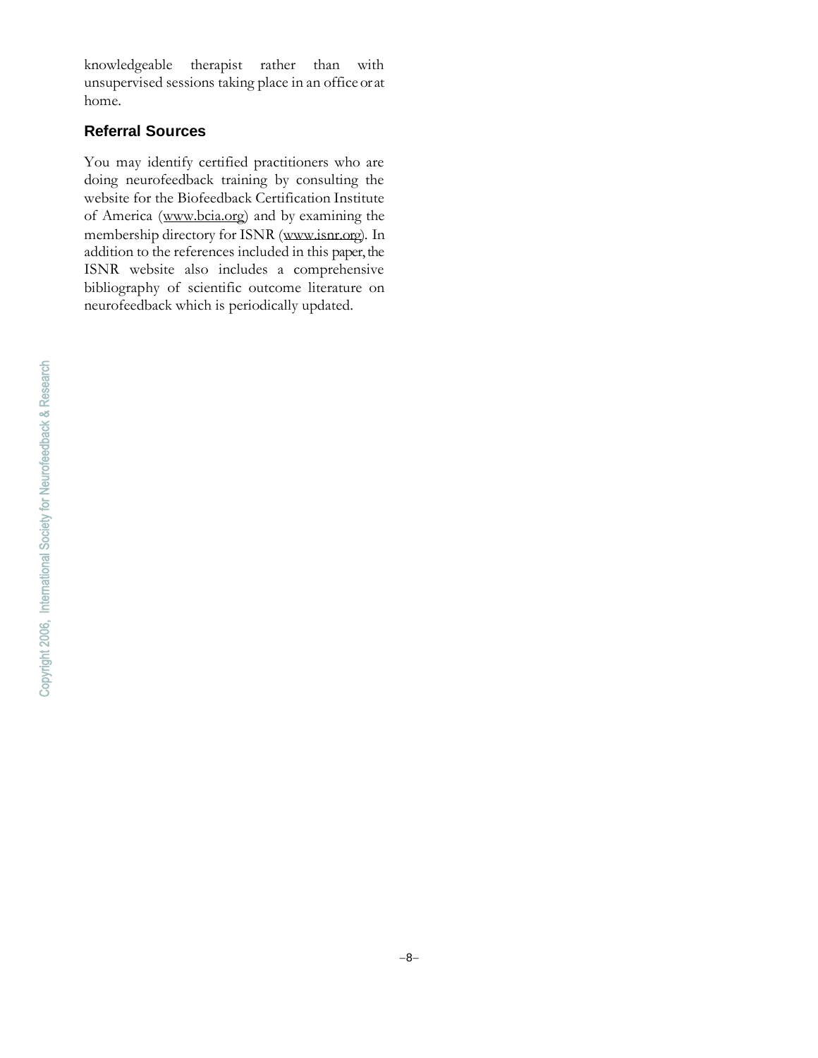knowledgeable therapist rather than with unsupervised sessions taking place in an office or at home.

## Referral Sources

You may identify certified practitioners who are doing neurofeedback training by consulting the website for the Biofeedback Certification Institute of America (www.bcia.org) and by examining the membership directory for ISNR (www.isnr.org). In addition to the references included in this paper, the ISNR website also includes a comprehensive bibliography of scientific outcome literature on neurofeedback which is periodically updated.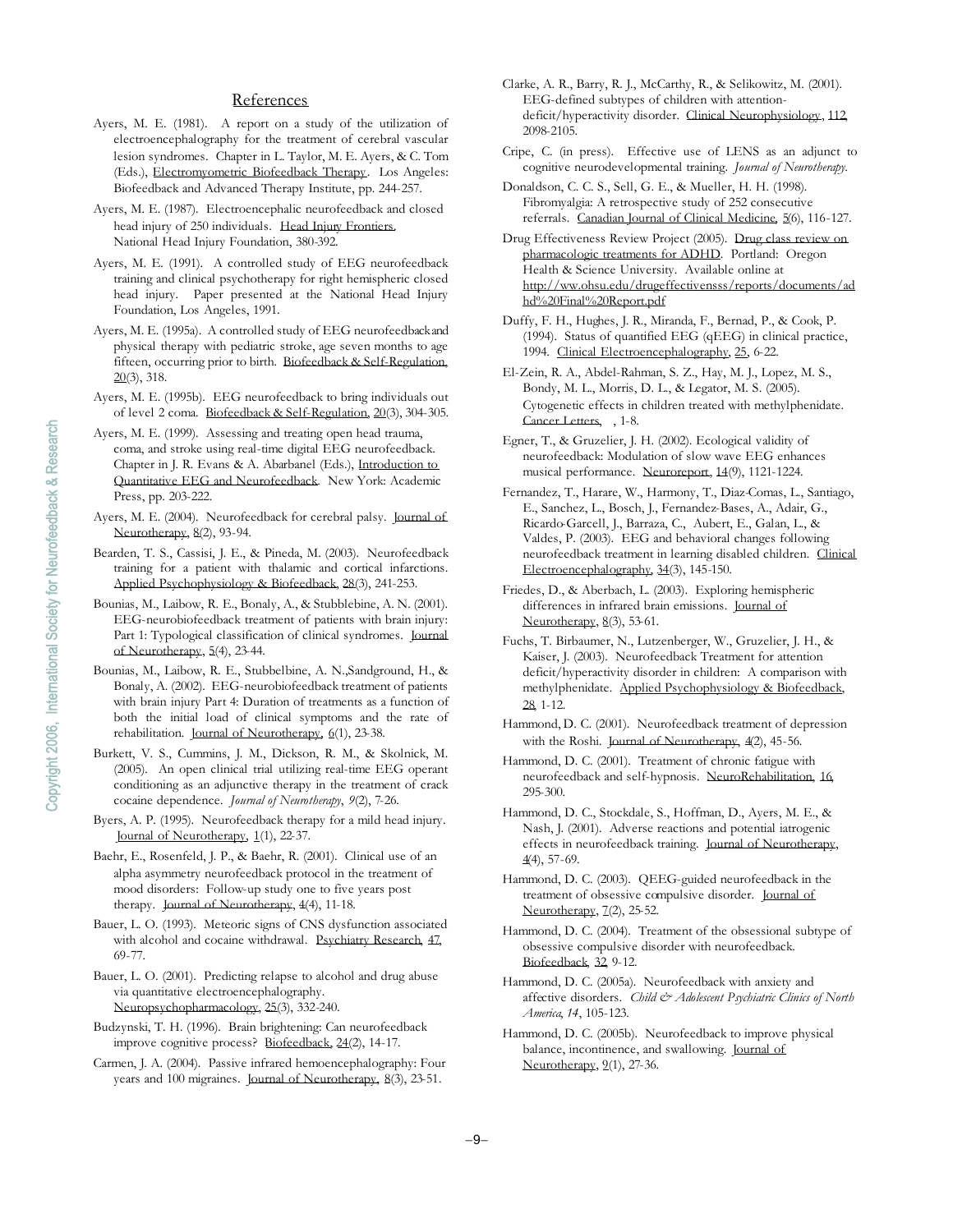## References

Ayers, M. E. (1981). A report on a study of the utilization of electroencephalography for the treatment of cerebral vascular lesion syndromes. Chapter in L. Taylor, M. E. Ayers, & C. Tom (Eds.), Electromyometric Biofeedback Therapy. Los Angeles: Biofeedback and Advanced Therapy Institute, pp. 244-257.

Ayers, M. E. (1987). Electroencephalic neurofeedback and closed head injury of 250 individuals. Head Injury Frontiers. National Head Injury Foundation, 380-392.

Ayers, M. E. (1991). A controlled study of EEG neurofeedback training and clinical psychotherapy for right hemispheric closed head injury. Paper presented at the National Head Injury Foundation, Los Angeles, 1991.

Ayers, M. E. (1995a). A controlled study of EEG neurofeedback and physical therapy with pediatric stroke, age seven months to age fifteen, occurring prior to birth. Biofeedback & Self-Regulation, 20(3), 318.

Ayers, M. E. (1995b). EEG neurofeedback to bring individuals out of level 2 coma. Biofeedback & Self-Regulation, 20(3), 304-305.

Ayers, M. E. (1999). Assessing and treating open head trauma, coma, and stroke using real-time digital EEG neurofeedback. Chapter in J. R. Evans & A. Abarbanel (Eds.), Introduction to Quantitative EEG and Neurofeedback. New York: Academic Press, pp. 203-222.

Ayers, M. E. (2004). Neurofeedback for cerebral palsy. Journal of Neurotherapy, 8(2), 93-94.

Bearden, T. S., Cassisi, J. E., & Pineda, M. (2003). Neurofeedback training for a patient with thalamic and cortical infarctions. Applied Psychophysiology & Biofeedback, 28(3), 241-253.

Bounias, M., Laibow, R. E., Bonaly, A., & Stubblebine, A. N. (2001). EEG-neurobiofeedback treatment of patients with brain injury: Part 1: Typological classification of clinical syndromes. Journal of Neurotherapy, 5(4), 23-44.

Bounias, M., Laibow, R. E., Stubbelbine, A. N.,Sandground, H., & Bonaly, A. (2002). EEG-neurobiofeedback treatment of patients with brain injury Part 4: Duration of treatments as a function of both the initial load of clinical symptoms and the rate of rehabilitation. Journal of Neurotherapy, 6(1), 23-38.

Burkett, V. S., Cummins, J. M., Dickson, R. M., & Skolnick, M. (2005). An open clinical trial utilizing real-time EEG operant conditioning as an adjunctive therapy in the treatment of crack cocaine dependence. *Journal of Neurotherapy*, *9*(2), 7-26.

Byers, A. P. (1995). Neurofeedback therapy for a mild head injury. Journal of Neurotherapy, 1(1), 22-37.

Baehr, E., Rosenfeld, J. P., & Baehr, R. (2001). Clinical use of an alpha asymmetry neurofeedback protocol in the treatment of mood disorders: Follow-up study one to five years post therapy. Journal of Neurotherapy, 4(4), 11-18.

Bauer, L. O. (1993). Meteoric signs of CNS dysfunction associated with alcohol and cocaine withdrawal. Psychiatry Research, 47, 69-77.

Bauer, L. O. (2001). Predicting relapse to alcohol and drug abuse via quantitative electroencephalography. Neuropsychopharmacology, 25(3), 332-240.

Budzynski, T. H. (1996). Brain brightening: Can neurofeedback improve cognitive process? Biofeedback, 24(2), 14-17.

Carmen, J. A. (2004). Passive infrared hemoencephalography: Four years and 100 migraines. Journal of Neurotherapy, 8(3), 23-51.

Clarke, A. R., Barry, R. J., McCarthy, R., & Selikowitz, M. (2001). EEG-defined subtypes of children with attention-deficit/hyperactivity disorder. Clinical Neurophysiology, 112, 2098-2105.

Cripe, C. (in press). Effective use of LENS as an adjunct to cognitive neurodevelopmental training. *Journal of Neurotherapy.*

Donaldson, C. C. S., Sell, G. E., & Mueller, H. H. (1998). Fibromyalgia: A retrospective study of 252 consecutive referrals. Canadian Journal of Clinical Medicine, 5(6), 116-127.

Drug Effectiveness Review Project (2005). Drug class review on pharmacologic treatments for ADHD. Portland: Oregon Health & Science University. Available online at http://ww.ohsu.edu/drugeffectivensss/reports/documents/adhd%20Final%20Report.pdf

Duffy, F. H., Hughes, J. R., Miranda, F., Bernad, P., & Cook, P. (1994). Status of quantified EEG (qEEG) in clinical practice, 1994. Clinical Electroencephalography, 25, 6-22.

El-Zein, R. A., Abdel-Rahman, S. Z., Hay, M. J., Lopez, M. S., Bondy, M. L., Morris, D. L., & Legator, M. S. (2005). Cytogenetic effects in children treated with methylphenidate. Cancer Letters, , 1-8.

Egner, T., & Gruzelier, J. H. (2002). Ecological validity of neurofeedback: Modulation of slow wave EEG enhances musical performance. Neuroreport, 14(9), 1121-1224.

Fernandez, T., Harare, W., Harmony, T., Diaz-Comas, L., Santiago, E., Sanchez, L., Bosch, J., Fernandez-Bases, A., Adair, G., Ricardo-Garcell, J., Barraza, C., Aubert, E., Galan, L., & Valdes, P. (2003). EEG and behavioral changes following neurofeedback treatment in learning disabled children. Clinical Electroencephalography, 34(3), 145-150.

Friedes, D., & Aberbach, L. (2003). Exploring hemispheric differences in infrared brain emissions. Journal of Neurotherapy, 8(3), 53-61.

Fuchs, T. Birbaumer, N., Lutzenberger, W., Gruzelier, J. H., & Kaiser, J. (2003). Neurofeedback Treatment for attention deficit/hyperactivity disorder in children: A comparison with methylphenidate. Applied Psychophysiology & Biofeedback, 28, 1-12.

Hammond, D. C. (2001). Neurofeedback treatment of depression with the Roshi. Journal of Neurotherapy, 4(2), 45-56.

Hammond, D. C. (2001). Treatment of chronic fatigue with neurofeedback and self-hypnosis. NeuroRehabilitation, 16, 295-300.

Hammond, D. C., Stockdale, S., Hoffman, D., Ayers, M. E., & Nash, J. (2001). Adverse reactions and potential iatrogenic effects in neurofeedback training. Journal of Neurotherapy, 4(4), 57-69.

Hammond, D. C. (2003). QEEG-guided neurofeedback in the treatment of obsessive compulsive disorder. Journal of Neurotherapy, 7(2), 25-52.

Hammond, D. C. (2004). Treatment of the obsessional subtype of obsessive compulsive disorder with neurofeedback. Biofeedback, 32, 9-12.

Hammond, D. C. (2005a). Neurofeedback with anxiety and affective disorders. *Child & Adolescent Psychiatric Clinics of North America*, *14*, 105-123.

Hammond, D. C. (2005b). Neurofeedback to improve physical balance, incontinence, and swallowing. Journal of Neurotherapy, 9(1), 27-36.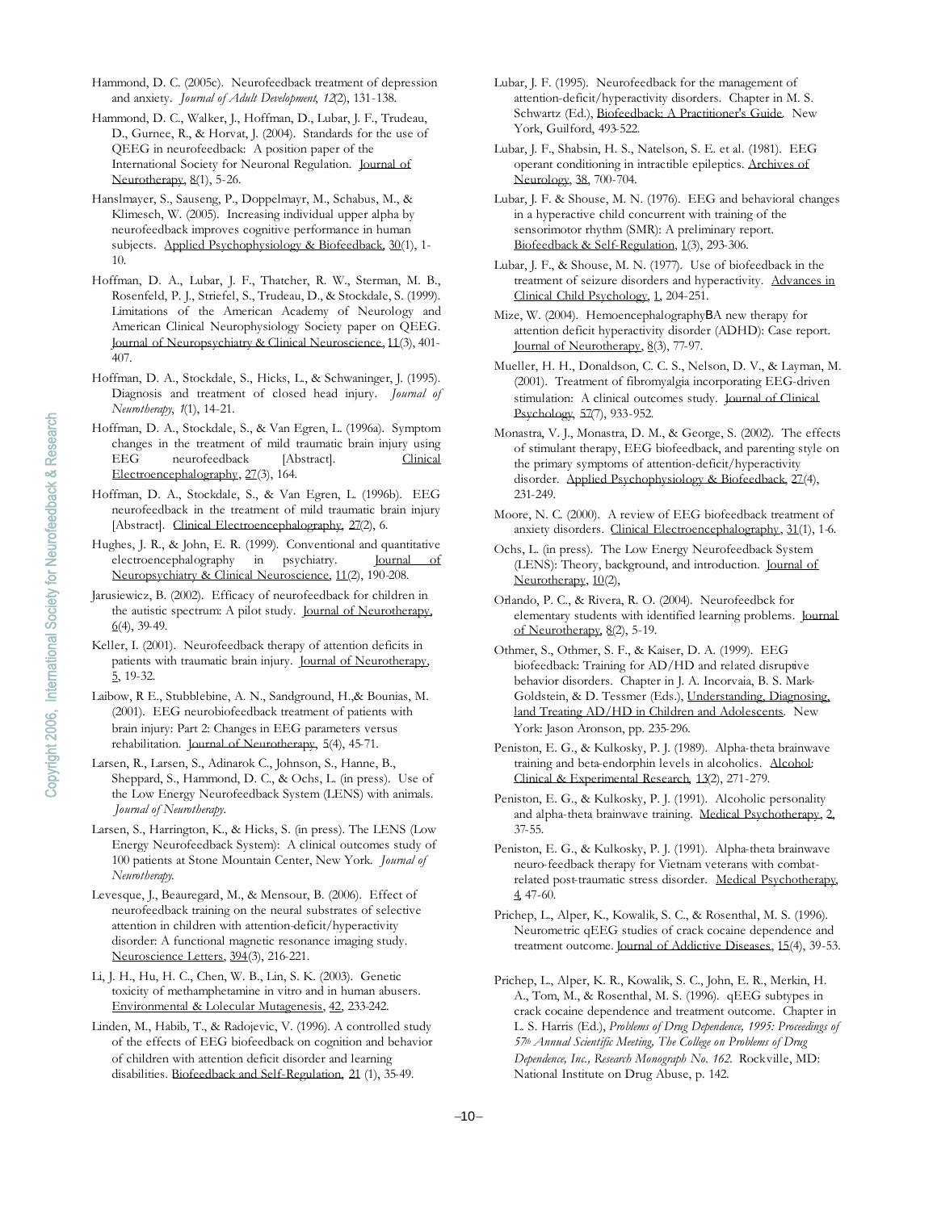Hammond, D. C. (2005c). Neurofeedback treatment of depression and anxiety. *Journal of Adult Development, 12*(2), 131-138.

Hammond, D. C., Walker, J., Hoffman, D., Lubar, J. F., Trudeau, D., Gurnee, R., & Horvat, J. (2004). Standards for the use of QEEG in neurofeedback: A position paper of the International Society for Neuronal Regulation. Journal of Neurotherapy, 8(1), 5-26.

Hanslmayer, S., Sauseng, P., Doppelmayr, M., Schabus, M., & Klimesch, W. (2005). Increasing individual upper alpha by neurofeedback improves cognitive performance in human subjects. Applied Psychophysiology & Biofeedback, 30(1), 1-10.

Hoffman, D. A., Lubar, J. F., Thatcher, R. W., Sterman, M. B., Rosenfeld, P. J., Striefel, S., Trudeau, D., & Stockdale, S. (1999). Limitations of the American Academy of Neurology and American Clinical Neurophysiology Society paper on QEEG. Journal of Neuropsychiatry & Clinical Neuroscience, 11(3), 401-407.

Hoffman, D. A., Stockdale, S., Hicks, L., & Schwaninger, J. (1995). Diagnosis and treatment of closed head injury. *Journal of Neurotherapy, 1*(1), 14-21.

Hoffman, D. A., Stockdale, S., & Van Egren, L. (1996a). Symptom changes in the treatment of mild traumatic brain injury using EEG neurofeedback [Abstract]. Clinical Electroencephalography, 27(3), 164.

Hoffman, D. A., Stockdale, S., & Van Egren, L. (1996b). EEG neurofeedback in the treatment of mild traumatic brain injury [Abstract]. Clinical Electroencephalography, 27(2), 6.

Hughes, J. R., & John, E. R. (1999). Conventional and quantitative electroencephalography in psychiatry. Journal of Neuropsychiatry & Clinical Neuroscience, 11(2), 190-208.

Jarusiewicz, B. (2002). Efficacy of neurofeedback for children in the autistic spectrum: A pilot study. Journal of Neurotherapy, 6(4), 39-49.

Keller, I. (2001). Neurofeedback therapy of attention deficits in patients with traumatic brain injury. Journal of Neurotherapy, 5, 19-32.

Laibow, R E., Stubblebine, A. N., Sandground, H.,& Bounias, M. (2001). EEG neurobiofeedback treatment of patients with brain injury: Part 2: Changes in EEG parameters versus rehabilitation. Journal of Neurotherapy, 5(4), 45-71.

Larsen, R., Larsen, S., Adinarok C., Johnson, S., Hanne, B., Sheppard, S., Hammond, D. C., & Ochs, L. (in press). Use of the Low Energy Neurofeedback System (LENS) with animals. *Journal of Neurotherapy.*

Larsen, S., Harrington, K., & Hicks, S. (in press). The LENS (Low Energy Neurofeedback System): A clinical outcomes study of 100 patients at Stone Mountain Center, New York. *Journal of Neurotherapy.*

Levesque, J., Beauregard, M., & Mensour, B. (2006). Effect of neurofeedback training on the neural substrates of selective attention in children with attention-deficit/hyperactivity disorder: A functional magnetic resonance imaging study. Neuroscience Letters, 394(3), 216-221.

Li, J. H., Hu, H. C., Chen, W. B., Lin, S. K. (2003). Genetic toxicity of methamphetamine in vitro and in human abusers. Environmental & Lolecular Mutagenesis, 42, 233-242.

Linden, M., Habib, T., & Radojevic, V. (1996). A controlled study of the effects of EEG biofeedback on cognition and behavior of children with attention deficit disorder and learning disabilities. Biofeedback and Self-Regulation, 21 (1), 35-49.

Lubar, J. F. (1995). Neurofeedback for the management of attention-deficit/hyperactivity disorders. Chapter in M. S. Schwartz (Ed.), Biofeedback: A Practitioner's Guide. New York, Guilford, 493-522.

Lubar, J. F., Shabsin, H. S., Natelson, S. E. et al. (1981). EEG operant conditioning in intractible epileptics. Archives of Neurology, 38, 700-704.

Lubar, J. F. & Shouse, M. N. (1976). EEG and behavioral changes in a hyperactive child concurrent with training of the sensorimotor rhythm (SMR): A preliminary report. Biofeedback & Self-Regulation, 1(3), 293-306.

Lubar, J. F., & Shouse, M. N. (1977). Use of biofeedback in the treatment of seizure disorders and hyperactivity. Advances in Clinical Child Psychology, 1, 204-251.

Mize, W. (2004). HemoencephalographyBA new therapy for attention deficit hyperactivity disorder (ADHD): Case report. Journal of Neurotherapy, 8(3), 77-97.

Mueller, H. H., Donaldson, C. C. S., Nelson, D. V., & Layman, M. (2001). Treatment of fibromyalgia incorporating EEG-driven stimulation: A clinical outcomes study. Journal of Clinical Psychology, 57(7), 933-952.

Monastra, V. J., Monastra, D. M., & George, S. (2002). The effects of stimulant therapy, EEG biofeedback, and parenting style on the primary symptoms of attention-deficit/hyperactivity disorder. Applied Psychophysiology & Biofeedback, 27(4), 231-249.

Moore, N. C. (2000). A review of EEG biofeedback treatment of anxiety disorders. Clinical Electroencephalography, 31(1), 1-6.

Ochs, L. (in press). The Low Energy Neurofeedback System (LENS): Theory, background, and introduction. Journal of Neurotherapy, 10(2),

Orlando, P. C., & Rivera, R. O. (2004). Neurofeedbck for elementary students with identified learning problems. Journal of Neurotherapy, 8(2), 5-19.

Othmer, S., Othmer, S. F., & Kaiser, D. A. (1999). EEG biofeedback: Training for AD/HD and related disruptive behavior disorders. Chapter in J. A. Incorvaia, B. S. Mark-Goldstein, & D. Tessmer (Eds.), Understanding, Diagnosing, land Treating AD/HD in Children and Adolescents. New York: Jason Aronson, pp. 235-296.

Peniston, E. G., & Kulkosky, P. J. (1989). Alpha-theta brainwave training and beta-endorphin levels in alcoholics. Alcohol: Clinical & Experimental Research, 13(2), 271-279.

Peniston, E. G., & Kulkosky, P. J. (1991). Alcoholic personality and alpha-theta brainwave training. Medical Psychotherapy, 2, 37-55.

Peniston, E. G., & Kulkosky, P. J. (1991). Alpha-theta brainwave neuro-feedback therapy for Vietnam veterans with combat-related post-traumatic stress disorder. Medical Psychotherapy, 4, 47-60.

Prichep, L., Alper, K., Kowalik, S. C., & Rosenthal, M. S. (1996). Neurometric qEEG studies of crack cocaine dependence and treatment outcome. Journal of Addictive Diseases, 15(4), 39-53.

Prichep, L., Alper, K. R., Kowalik, S. C., John, E. R., Merkin, H. A., Tom, M., & Rosenthal, M. S. (1996). qEEG subtypes in crack cocaine dependence and treatment outcome. Chapter in L. S. Harris (Ed.), *Problems of Drug Dependence, 1995: Proceedings of 57th Annual Scientific Meeting, The College on Problems of Drug Dependence, Inc., Research Monograph No. 162.* Rockville, MD: National Institute on Drug Abuse, p. 142.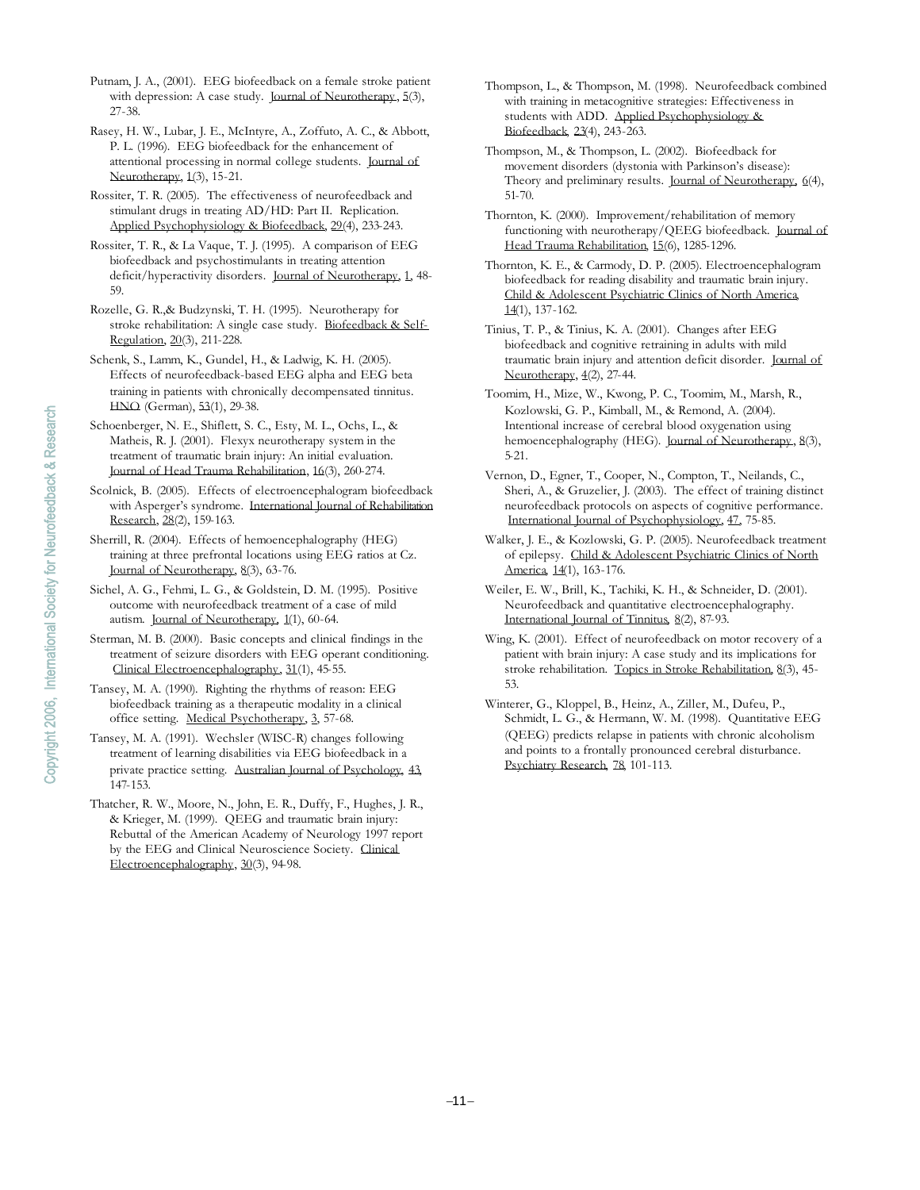Putnam, J. A., (2001). EEG biofeedback on a female stroke patient with depression: A case study. Journal of Neurotherapy, 5(3), 27-38.

Rasey, H. W., Lubar, J. E., McIntyre, A., Zoffuto, A. C., & Abbott, P. L. (1996). EEG biofeedback for the enhancement of attentional processing in normal college students. Journal of Neurotherapy, 1(3), 15-21.

Rossiter, T. R. (2005). The effectiveness of neurofeedback and stimulant drugs in treating AD/HD: Part II. Replication. Applied Psychophysiology & Biofeedback, 29(4), 233-243.

Rossiter, T. R., & La Vaque, T. J. (1995). A comparison of EEG biofeedback and psychostimulants in treating attention deficit/hyperactivity disorders. Journal of Neurotherapy, 1, 48-59.

Rozelle, G. R.,& Budzynski, T. H. (1995). Neurotherapy for stroke rehabilitation: A single case study. Biofeedback & Self-Regulation, 20(3), 211-228.

Schenk, S., Lamm, K., Gundel, H., & Ladwig, K. H. (2005). Effects of neurofeedback-based EEG alpha and EEG beta training in patients with chronically decompensated tinnitus. HNO (German), 53(1), 29-38.

Schoenberger, N. E., Shiflett, S. C., Esty, M. L., Ochs, L., & Matheis, R. J. (2001). Flexyx neurotherapy system in the treatment of traumatic brain injury: An initial evaluation. Journal of Head Trauma Rehabilitation, 16(3), 260-274.

Scolnick, B. (2005). Effects of electroencephalogram biofeedback with Asperger's syndrome. International Journal of Rehabilitation Research, 28(2), 159-163.

Sherrill, R. (2004). Effects of hemoencephalography (HEG) training at three prefrontal locations using EEG ratios at Cz. Journal of Neurotherapy, 8(3), 63-76.

Sichel, A. G., Fehmi, L. G., & Goldstein, D. M. (1995). Positive outcome with neurofeedback treatment of a case of mild autism. Journal of Neurotherapy, 1(1), 60-64.

Sterman, M. B. (2000). Basic concepts and clinical findings in the treatment of seizure disorders with EEG operant conditioning. Clinical Electroencephalography, 31(1), 45-55.

Tansey, M. A. (1990). Righting the rhythms of reason: EEG biofeedback training as a therapeutic modality in a clinical office setting. Medical Psychotherapy, 3, 57-68.

Tansey, M. A. (1991). Wechsler (WISC-R) changes following treatment of learning disabilities via EEG biofeedback in a private practice setting. Australian Journal of Psychology, 43, 147-153.

Thatcher, R. W., Moore, N., John, E. R., Duffy, F., Hughes, J. R., & Krieger, M. (1999). QEEG and traumatic brain injury: Rebuttal of the American Academy of Neurology 1997 report by the EEG and Clinical Neuroscience Society. Clinical Electroencephalography, 30(3), 94-98.

Thompson, L., & Thompson, M. (1998). Neurofeedback combined with training in metacognitive strategies: Effectiveness in students with ADD. Applied Psychophysiology & Biofeedback, 23(4), 243-263.

Thompson, M., & Thompson, L. (2002). Biofeedback for movement disorders (dystonia with Parkinson's disease): Theory and preliminary results. Journal of Neurotherapy, 6(4), 51-70.

Thornton, K. (2000). Improvement/rehabilitation of memory functioning with neurotherapy/QEEG biofeedback. Journal of Head Trauma Rehabilitation, 15(6), 1285-1296.

Thornton, K. E., & Carmody, D. P. (2005). Electroencephalogram biofeedback for reading disability and traumatic brain injury. Child & Adolescent Psychiatric Clinics of North America, 14(1), 137-162.

Tinius, T. P., & Tinius, K. A. (2001). Changes after EEG biofeedback and cognitive retraining in adults with mild traumatic brain injury and attention deficit disorder. Journal of Neurotherapy, 4(2), 27-44.

Toomim, H., Mize, W., Kwong, P. C., Toomim, M., Marsh, R., Kozlowski, G. P., Kimball, M., & Remond, A. (2004). Intentional increase of cerebral blood oxygenation using hemoencephalography (HEG). Journal of Neurotherapy, 8(3), 5-21.

Vernon, D., Egner, T., Cooper, N., Compton, T., Neilands, C., Sheri, A., & Gruzelier, J. (2003). The effect of training distinct neurofeedback protocols on aspects of cognitive performance. International Journal of Psychophysiology, 47, 75-85.

Walker, J. E., & Kozlowski, G. P. (2005). Neurofeedback treatment of epilepsy. Child & Adolescent Psychiatric Clinics of North America, 14(1), 163-176.

Weiler, E. W., Brill, K., Tachiki, K. H., & Schneider, D. (2001). Neurofeedback and quantitative electroencephalography. International Journal of Tinnitus, 8(2), 87-93.

Wing, K. (2001). Effect of neurofeedback on motor recovery of a patient with brain injury: A case study and its implications for stroke rehabilitation. Topics in Stroke Rehabilitation, 8(3), 45-53.

Winterer, G., Kloppel, B., Heinz, A., Ziller, M., Dufeu, P., Schmidt, L. G., & Hermann, W. M. (1998). Quantitative EEG (QEEG) predicts relapse in patients with chronic alcoholism and points to a frontally pronounced cerebral disturbance. Psychiatry Research, 78, 101-113.